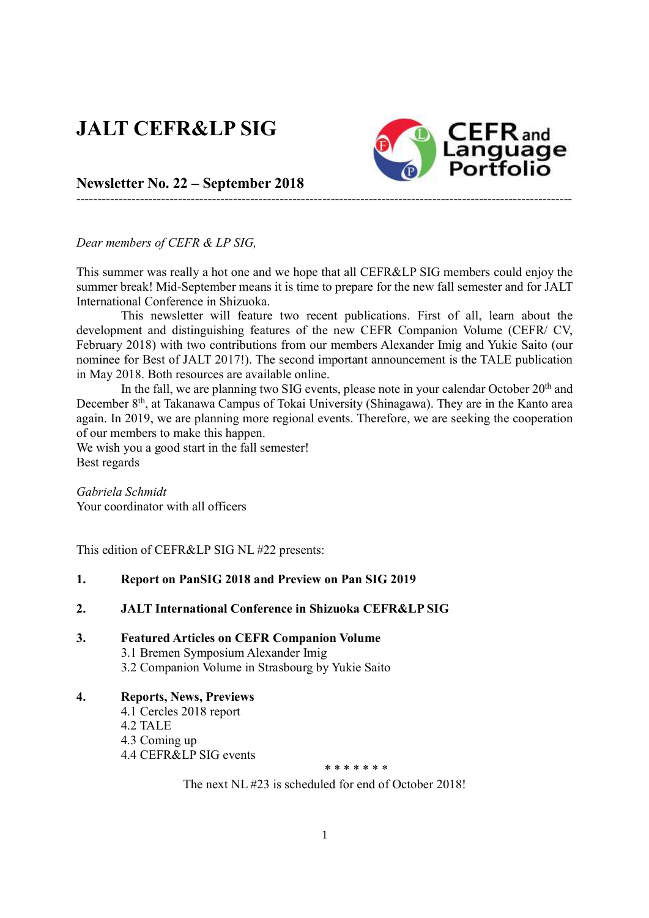# JALT CEFR&LP SIG

## Newsletter No. 22 – September 2018

---

*Dear members of CEFR & LP SIG,*

This summer was really a hot one and we hope that all CEFR&LP SIG members could enjoy the summer break! Mid-September means it is time to prepare for the new fall semester and for JALT International Conference in Shizuoka.

This newsletter will feature two recent publications. First of all, learn about the development and distinguishing features of the new CEFR Companion Volume (CEFR/ CV, February 2018) with two contributions from our members Alexander Imig and Yukie Saito (our nominee for Best of JALT 2017!). The second important announcement is the TALE publication in May 2018. Both resources are available online.

In the fall, we are planning two SIG events, please note in your calendar October 20th and December 8th, at Takanawa Campus of Tokai University (Shinagawa). They are in the Kanto area again. In 2019, we are planning more regional events. Therefore, we are seeking the cooperation of our members to make this happen.

We wish you a good start in the fall semester!
Best regards

*Gabriela Schmidt*
Your coordinator with all officers

This edition of CEFR&LP SIG NL #22 presents:

1. **Report on PanSIG 2018 and Preview on Pan SIG 2019**

2. **JALT International Conference in Shizuoka CEFR&LP SIG**

3. **Featured Articles on CEFR Companion Volume**
   3.1 Bremen Symposium Alexander Imig
   3.2 Companion Volume in Strasbourg by Yukie Saito

4. **Reports, News, Previews**
   4.1 Cercles 2018 report
   4.2 TALE
   4.3 Coming up
   4.4 CEFR&LP SIG events

\* \* \* \* \* \* \*

The next NL #23 is scheduled for end of October 2018!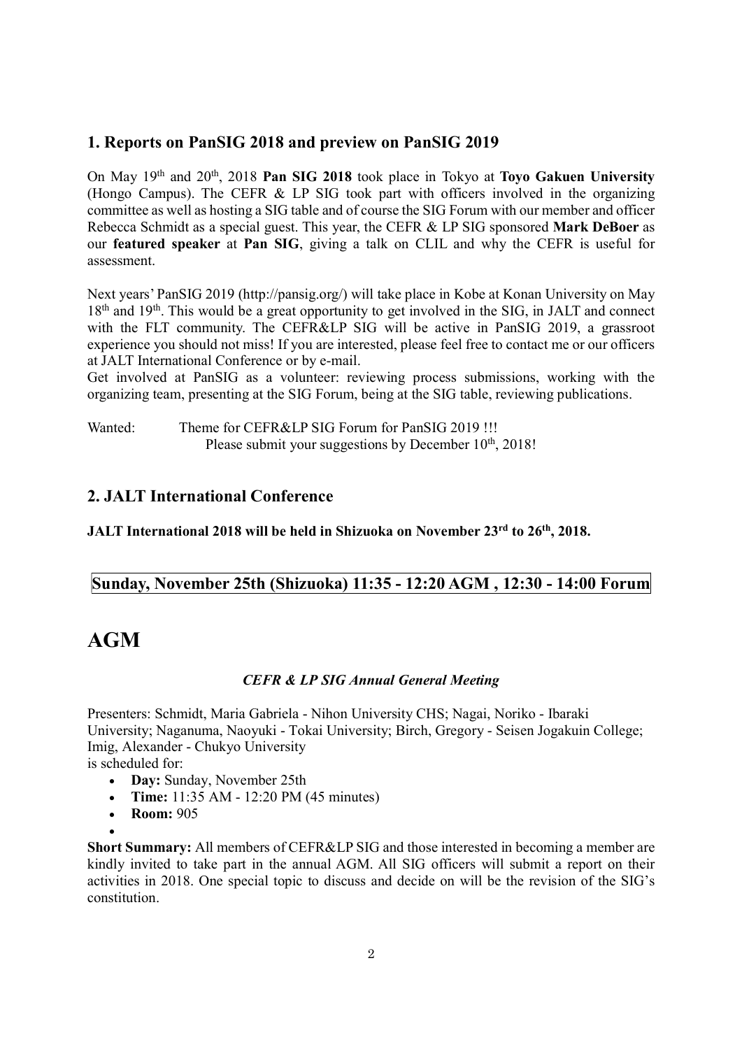## 1. Reports on PanSIG 2018 and preview on PanSIG 2019

On May 19th and 20th, 2018 **Pan SIG 2018** took place in Tokyo at **Toyo Gakuen University** (Hongo Campus). The CEFR & LP SIG took part with officers involved in the organizing committee as well as hosting a SIG table and of course the SIG Forum with our member and officer Rebecca Schmidt as a special guest. This year, the CEFR & LP SIG sponsored **Mark DeBoer** as our **featured speaker** at **Pan SIG**, giving a talk on CLIL and why the CEFR is useful for assessment.

Next years' PanSIG 2019 (http://pansig.org/) will take place in Kobe at Konan University on May 18th and 19th. This would be a great opportunity to get involved in the SIG, in JALT and connect with the FLT community. The CEFR&LP SIG will be active in PanSIG 2019, a grassroot experience you should not miss! If you are interested, please feel free to contact me or our officers at JALT International Conference or by e-mail.

Get involved at PanSIG as a volunteer: reviewing process submissions, working with the organizing team, presenting at the SIG Forum, being at the SIG table, reviewing publications.

Wanted: Theme for CEFR&LP SIG Forum for PanSIG 2019 !!!
Please submit your suggestions by December 10th, 2018!

## 2. JALT International Conference

**JALT International 2018 will be held in Shizuoka on November 23rd to 26th, 2018.**

**Sunday, November 25th (Shizuoka) 11:35 - 12:20 AGM , 12:30 - 14:00 Forum**

# AGM

***CEFR & LP SIG Annual General Meeting***

Presenters: Schmidt, Maria Gabriela - Nihon University CHS; Nagai, Noriko - Ibaraki University; Naganuma, Naoyuki - Tokai University; Birch, Gregory - Seisen Jogakuin College; Imig, Alexander - Chukyo University
is scheduled for:

- **Day:** Sunday, November 25th
- **Time:** 11:35 AM - 12:20 PM (45 minutes)
- **Room:** 905

**Short Summary:** All members of CEFR&LP SIG and those interested in becoming a member are kindly invited to take part in the annual AGM. All SIG officers will submit a report on their activities in 2018. One special topic to discuss and decide on will be the revision of the SIG's constitution.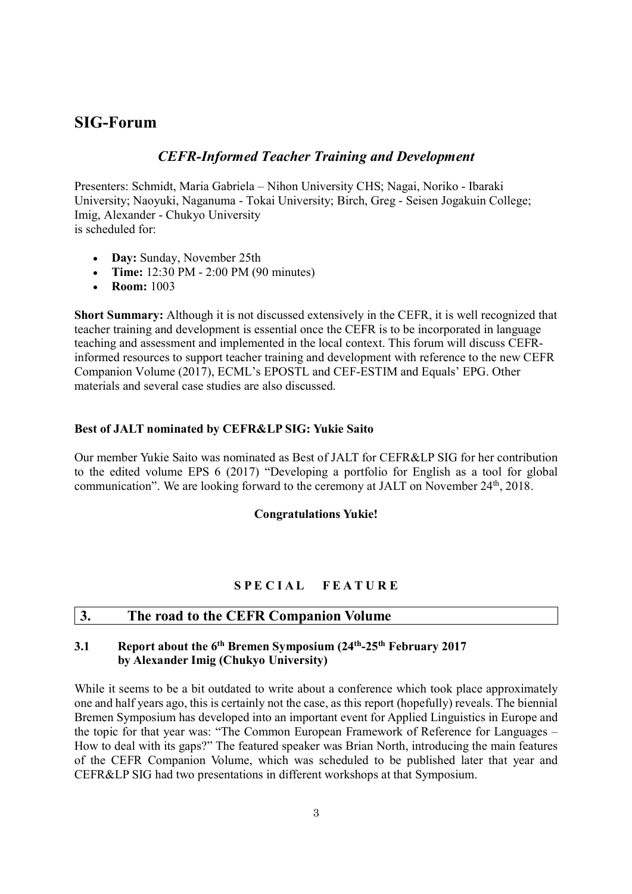# SIG-Forum

## *CEFR-Informed Teacher Training and Development*

Presenters: Schmidt, Maria Gabriela – Nihon University CHS; Nagai, Noriko - Ibaraki University; Naoyuki, Naganuma - Tokai University; Birch, Greg - Seisen Jogakuin College; Imig, Alexander - Chukyo University
is scheduled for:

- **Day:** Sunday, November 25th
- **Time:** 12:30 PM - 2:00 PM (90 minutes)
- **Room:** 1003

**Short Summary:** Although it is not discussed extensively in the CEFR, it is well recognized that teacher training and development is essential once the CEFR is to be incorporated in language teaching and assessment and implemented in the local context. This forum will discuss CEFR-informed resources to support teacher training and development with reference to the new CEFR Companion Volume (2017), ECML's EPOSTL and CEF-ESTIM and Equals' EPG. Other materials and several case studies are also discussed.

**Best of JALT nominated by CEFR&LP SIG: Yukie Saito**

Our member Yukie Saito was nominated as Best of JALT for CEFR&LP SIG for her contribution to the edited volume EPS 6 (2017) "Developing a portfolio for English as a tool for global communication". We are looking forward to the ceremony at JALT on November 24th, 2018.

**Congratulations Yukie!**

**S P E C I A L   F E A T U R E**

## 3. The road to the CEFR Companion Volume

### 3.1 Report about the 6th Bremen Symposium (24th-25th February 2017 by Alexander Imig (Chukyo University)

While it seems to be a bit outdated to write about a conference which took place approximately one and half years ago, this is certainly not the case, as this report (hopefully) reveals. The biennial Bremen Symposium has developed into an important event for Applied Linguistics in Europe and the topic for that year was: "The Common European Framework of Reference for Languages – How to deal with its gaps?" The featured speaker was Brian North, introducing the main features of the CEFR Companion Volume, which was scheduled to be published later that year and CEFR&LP SIG had two presentations in different workshops at that Symposium.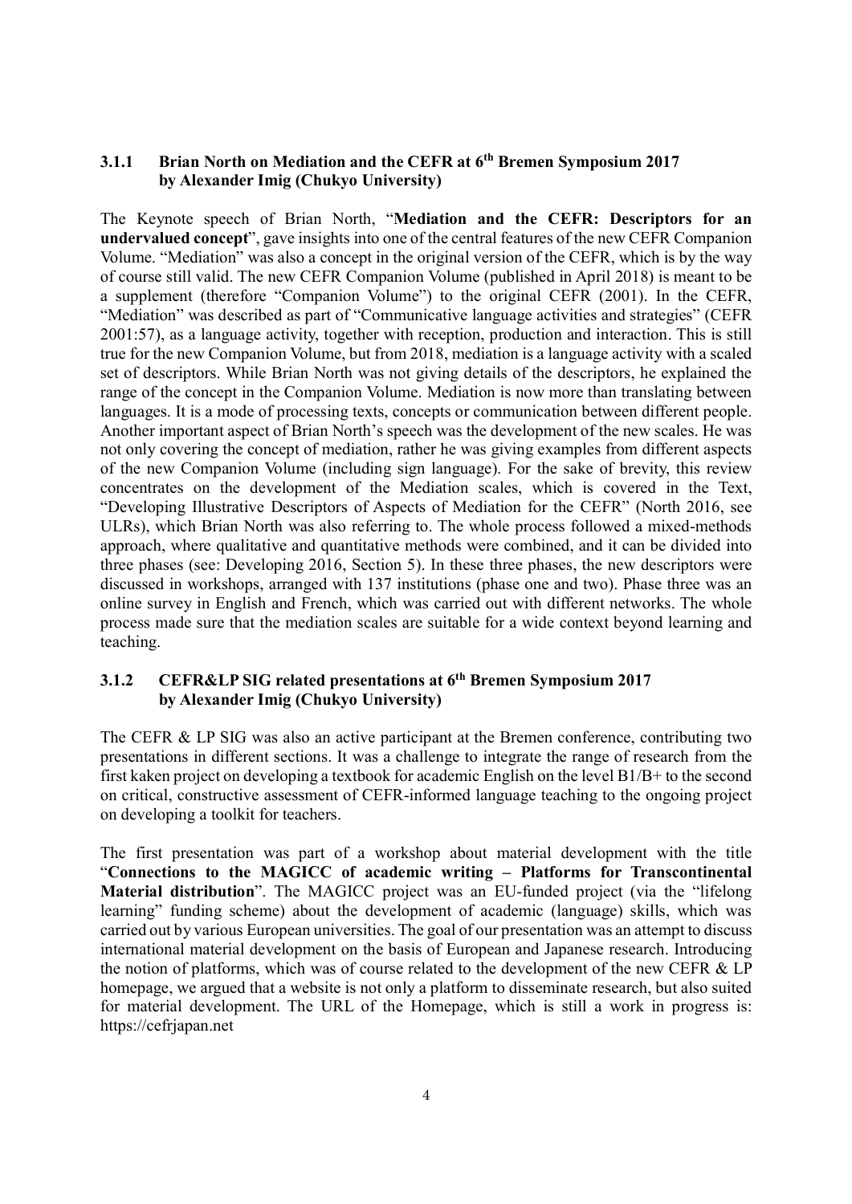### 3.1.1 Brian North on Mediation and the CEFR at 6th Bremen Symposium 2017 by Alexander Imig (Chukyo University)

The Keynote speech of Brian North, "**Mediation and the CEFR: Descriptors for an undervalued concept**", gave insights into one of the central features of the new CEFR Companion Volume. "Mediation" was also a concept in the original version of the CEFR, which is by the way of course still valid. The new CEFR Companion Volume (published in April 2018) is meant to be a supplement (therefore "Companion Volume") to the original CEFR (2001). In the CEFR, "Mediation" was described as part of "Communicative language activities and strategies" (CEFR 2001:57), as a language activity, together with reception, production and interaction. This is still true for the new Companion Volume, but from 2018, mediation is a language activity with a scaled set of descriptors. While Brian North was not giving details of the descriptors, he explained the range of the concept in the Companion Volume. Mediation is now more than translating between languages. It is a mode of processing texts, concepts or communication between different people. Another important aspect of Brian North's speech was the development of the new scales. He was not only covering the concept of mediation, rather he was giving examples from different aspects of the new Companion Volume (including sign language). For the sake of brevity, this review concentrates on the development of the Mediation scales, which is covered in the Text, "Developing Illustrative Descriptors of Aspects of Mediation for the CEFR" (North 2016, see ULRs), which Brian North was also referring to. The whole process followed a mixed-methods approach, where qualitative and quantitative methods were combined, and it can be divided into three phases (see: Developing 2016, Section 5). In these three phases, the new descriptors were discussed in workshops, arranged with 137 institutions (phase one and two). Phase three was an online survey in English and French, which was carried out with different networks. The whole process made sure that the mediation scales are suitable for a wide context beyond learning and teaching.

### 3.1.2 CEFR&LP SIG related presentations at 6th Bremen Symposium 2017 by Alexander Imig (Chukyo University)

The CEFR & LP SIG was also an active participant at the Bremen conference, contributing two presentations in different sections. It was a challenge to integrate the range of research from the first kaken project on developing a textbook for academic English on the level B1/B+ to the second on critical, constructive assessment of CEFR-informed language teaching to the ongoing project on developing a toolkit for teachers.

The first presentation was part of a workshop about material development with the title "**Connections to the MAGICC of academic writing – Platforms for Transcontinental Material distribution**". The MAGICC project was an EU-funded project (via the "lifelong learning" funding scheme) about the development of academic (language) skills, which was carried out by various European universities. The goal of our presentation was an attempt to discuss international material development on the basis of European and Japanese research. Introducing the notion of platforms, which was of course related to the development of the new CEFR & LP homepage, we argued that a website is not only a platform to disseminate research, but also suited for material development. The URL of the Homepage, which is still a work in progress is: https://cefrjapan.net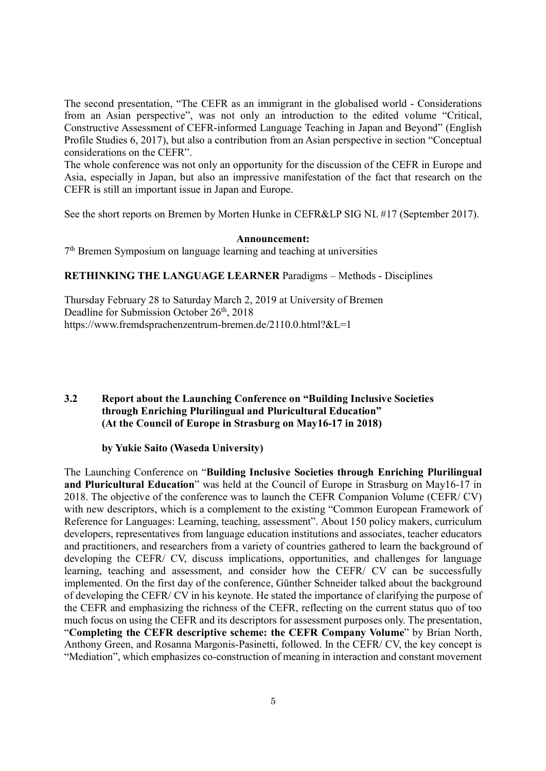The second presentation, "The CEFR as an immigrant in the globalised world - Considerations from an Asian perspective", was not only an introduction to the edited volume "Critical, Constructive Assessment of CEFR-informed Language Teaching in Japan and Beyond" (English Profile Studies 6, 2017), but also a contribution from an Asian perspective in section "Conceptual considerations on the CEFR".

The whole conference was not only an opportunity for the discussion of the CEFR in Europe and Asia, especially in Japan, but also an impressive manifestation of the fact that research on the CEFR is still an important issue in Japan and Europe.

See the short reports on Bremen by Morten Hunke in CEFR&LP SIG NL #17 (September 2017).

**Announcement:**

7th Bremen Symposium on language learning and teaching at universities

**RETHINKING THE LANGUAGE LEARNER** Paradigms – Methods - Disciplines

Thursday February 28 to Saturday March 2, 2019 at University of Bremen
Deadline for Submission October 26th, 2018
https://www.fremdsprachenzentrum-bremen.de/2110.0.html?&L=1

## 3.2 Report about the Launching Conference on "Building Inclusive Societies through Enriching Plurilingual and Pluricultural Education" (At the Council of Europe in Strasburg on May16-17 in 2018)

**by Yukie Saito (Waseda University)**

The Launching Conference on "**Building Inclusive Societies through Enriching Plurilingual and Pluricultural Education**" was held at the Council of Europe in Strasburg on May16-17 in 2018. The objective of the conference was to launch the CEFR Companion Volume (CEFR/ CV) with new descriptors, which is a complement to the existing "Common European Framework of Reference for Languages: Learning, teaching, assessment". About 150 policy makers, curriculum developers, representatives from language education institutions and associates, teacher educators and practitioners, and researchers from a variety of countries gathered to learn the background of developing the CEFR/ CV, discuss implications, opportunities, and challenges for language learning, teaching and assessment, and consider how the CEFR/ CV can be successfully implemented. On the first day of the conference, Günther Schneider talked about the background of developing the CEFR/ CV in his keynote. He stated the importance of clarifying the purpose of the CEFR and emphasizing the richness of the CEFR, reflecting on the current status quo of too much focus on using the CEFR and its descriptors for assessment purposes only. The presentation, "**Completing the CEFR descriptive scheme: the CEFR Company Volume**" by Brian North, Anthony Green, and Rosanna Margonis-Pasinetti, followed. In the CEFR/ CV, the key concept is "Mediation", which emphasizes co-construction of meaning in interaction and constant movement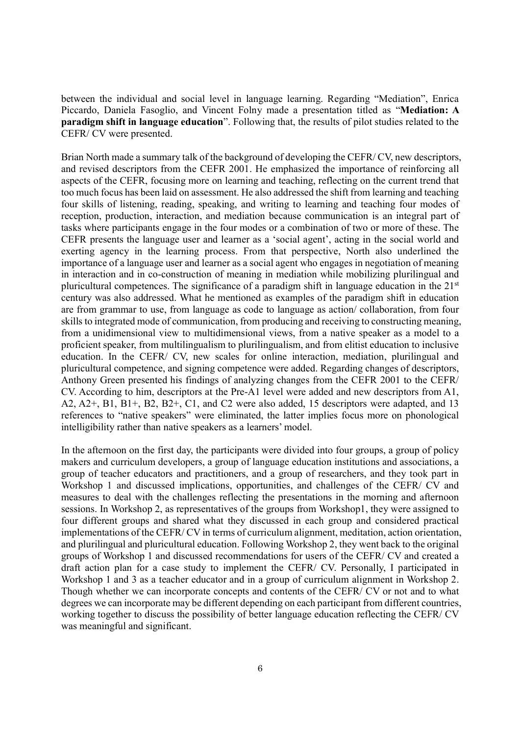between the individual and social level in language learning. Regarding "Mediation", Enrica Piccardo, Daniela Fasoglio, and Vincent Folny made a presentation titled as "**Mediation: A paradigm shift in language education**". Following that, the results of pilot studies related to the CEFR/ CV were presented.

Brian North made a summary talk of the background of developing the CEFR/ CV, new descriptors, and revised descriptors from the CEFR 2001. He emphasized the importance of reinforcing all aspects of the CEFR, focusing more on learning and teaching, reflecting on the current trend that too much focus has been laid on assessment. He also addressed the shift from learning and teaching four skills of listening, reading, speaking, and writing to learning and teaching four modes of reception, production, interaction, and mediation because communication is an integral part of tasks where participants engage in the four modes or a combination of two or more of these. The CEFR presents the language user and learner as a 'social agent', acting in the social world and exerting agency in the learning process. From that perspective, North also underlined the importance of a language user and learner as a social agent who engages in negotiation of meaning in interaction and in co-construction of meaning in mediation while mobilizing plurilingual and pluricultural competences. The significance of a paradigm shift in language education in the 21st century was also addressed. What he mentioned as examples of the paradigm shift in education are from grammar to use, from language as code to language as action/ collaboration, from four skills to integrated mode of communication, from producing and receiving to constructing meaning, from a unidimensional view to multidimensional views, from a native speaker as a model to a proficient speaker, from multilingualism to plurilingualism, and from elitist education to inclusive education. In the CEFR/ CV, new scales for online interaction, mediation, plurilingual and pluricultural competence, and signing competence were added. Regarding changes of descriptors, Anthony Green presented his findings of analyzing changes from the CEFR 2001 to the CEFR/ CV. According to him, descriptors at the Pre-A1 level were added and new descriptors from A1, A2, A2+, B1, B1+, B2, B2+, C1, and C2 were also added, 15 descriptors were adapted, and 13 references to "native speakers" were eliminated, the latter implies focus more on phonological intelligibility rather than native speakers as a learners' model.

In the afternoon on the first day, the participants were divided into four groups, a group of policy makers and curriculum developers, a group of language education institutions and associations, a group of teacher educators and practitioners, and a group of researchers, and they took part in Workshop 1 and discussed implications, opportunities, and challenges of the CEFR/ CV and measures to deal with the challenges reflecting the presentations in the morning and afternoon sessions. In Workshop 2, as representatives of the groups from Workshop1, they were assigned to four different groups and shared what they discussed in each group and considered practical implementations of the CEFR/ CV in terms of curriculum alignment, meditation, action orientation, and plurilingual and pluricultural education. Following Workshop 2, they went back to the original groups of Workshop 1 and discussed recommendations for users of the CEFR/ CV and created a draft action plan for a case study to implement the CEFR/ CV. Personally, I participated in Workshop 1 and 3 as a teacher educator and in a group of curriculum alignment in Workshop 2. Though whether we can incorporate concepts and contents of the CEFR/ CV or not and to what degrees we can incorporate may be different depending on each participant from different countries, working together to discuss the possibility of better language education reflecting the CEFR/ CV was meaningful and significant.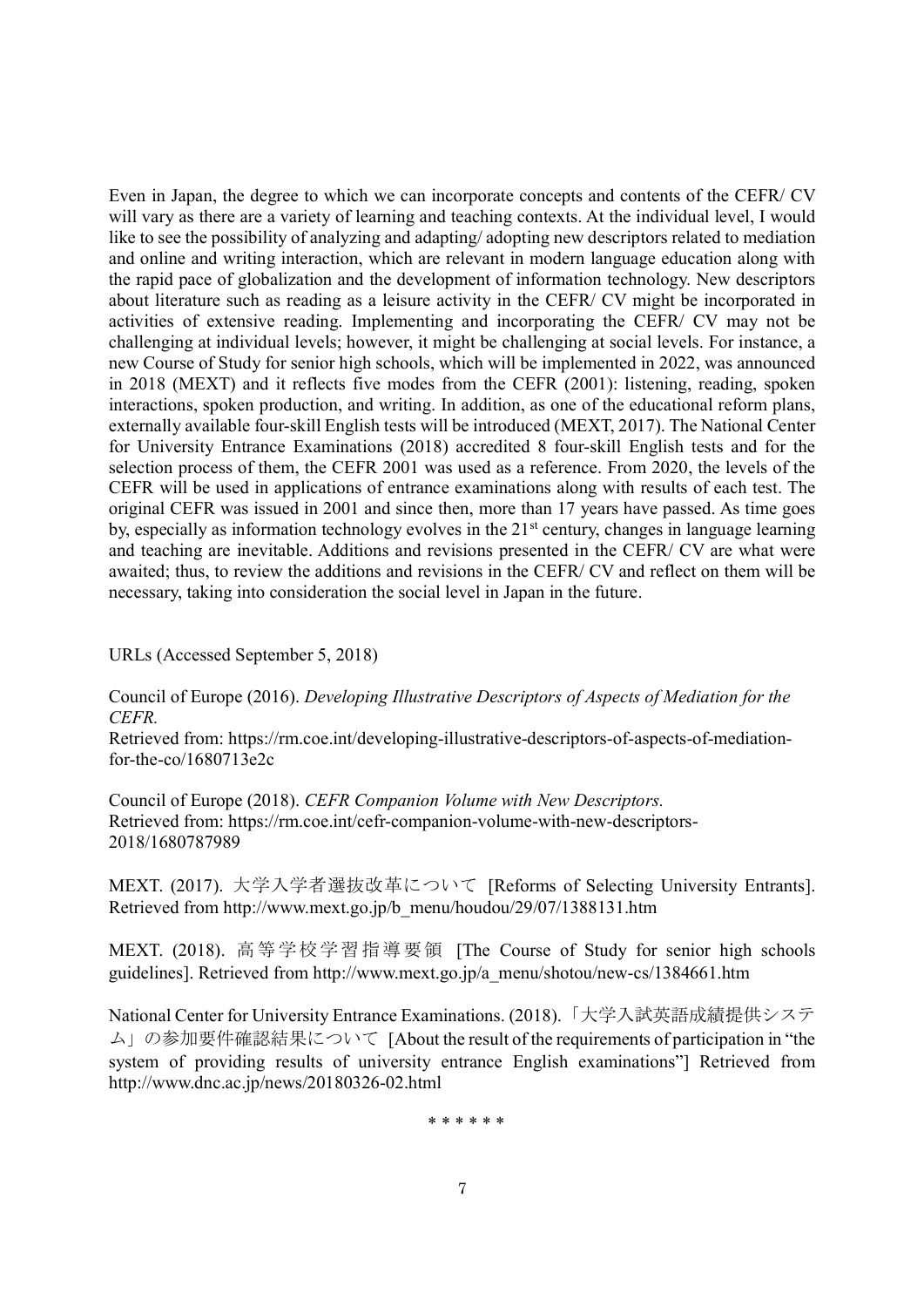Even in Japan, the degree to which we can incorporate concepts and contents of the CEFR/ CV will vary as there are a variety of learning and teaching contexts. At the individual level, I would like to see the possibility of analyzing and adapting/ adopting new descriptors related to mediation and online and writing interaction, which are relevant in modern language education along with the rapid pace of globalization and the development of information technology. New descriptors about literature such as reading as a leisure activity in the CEFR/ CV might be incorporated in activities of extensive reading. Implementing and incorporating the CEFR/ CV may not be challenging at individual levels; however, it might be challenging at social levels. For instance, a new Course of Study for senior high schools, which will be implemented in 2022, was announced in 2018 (MEXT) and it reflects five modes from the CEFR (2001): listening, reading, spoken interactions, spoken production, and writing. In addition, as one of the educational reform plans, externally available four-skill English tests will be introduced (MEXT, 2017). The National Center for University Entrance Examinations (2018) accredited 8 four-skill English tests and for the selection process of them, the CEFR 2001 was used as a reference. From 2020, the levels of the CEFR will be used in applications of entrance examinations along with results of each test. The original CEFR was issued in 2001 and since then, more than 17 years have passed. As time goes by, especially as information technology evolves in the 21st century, changes in language learning and teaching are inevitable. Additions and revisions presented in the CEFR/ CV are what were awaited; thus, to review the additions and revisions in the CEFR/ CV and reflect on them will be necessary, taking into consideration the social level in Japan in the future.

URLs (Accessed September 5, 2018)

Council of Europe (2016). *Developing Illustrative Descriptors of Aspects of Mediation for the CEFR.*
Retrieved from: https://rm.coe.int/developing-illustrative-descriptors-of-aspects-of-mediation-for-the-co/1680713e2c

Council of Europe (2018). *CEFR Companion Volume with New Descriptors.*
Retrieved from: https://rm.coe.int/cefr-companion-volume-with-new-descriptors-2018/1680787989

MEXT. (2017). 大学入学者選抜改革について [Reforms of Selecting University Entrants]. Retrieved from http://www.mext.go.jp/b_menu/houdou/29/07/1388131.htm

MEXT. (2018). 高等学校学習指導要領 [The Course of Study for senior high schools guidelines]. Retrieved from http://www.mext.go.jp/a_menu/shotou/new-cs/1384661.htm

National Center for University Entrance Examinations. (2018).「大学入試英語成績提供システム」の参加要件確認結果について [About the result of the requirements of participation in "the system of providing results of university entrance English examinations"] Retrieved from http://www.dnc.ac.jp/news/20180326-02.html

\* \* \* \* \* \*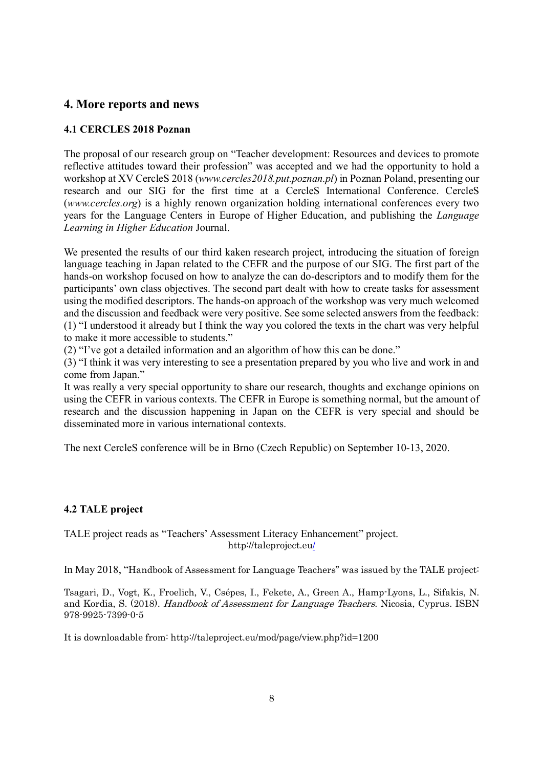## 4. More reports and news

### 4.1 CERCLES 2018 Poznan

The proposal of our research group on "Teacher development: Resources and devices to promote reflective attitudes toward their profession" was accepted and we had the opportunity to hold a workshop at XV CercleS 2018 (*www.cercles2018.put.poznan.pl*) in Poznan Poland, presenting our research and our SIG for the first time at a CercleS International Conference. CercleS (*www.cercles.org*) is a highly renown organization holding international conferences every two years for the Language Centers in Europe of Higher Education, and publishing the *Language Learning in Higher Education* Journal.

We presented the results of our third kaken research project, introducing the situation of foreign language teaching in Japan related to the CEFR and the purpose of our SIG. The first part of the hands-on workshop focused on how to analyze the can do-descriptors and to modify them for the participants' own class objectives. The second part dealt with how to create tasks for assessment using the modified descriptors. The hands-on approach of the workshop was very much welcomed and the discussion and feedback were very positive. See some selected answers from the feedback:
(1) "I understood it already but I think the way you colored the texts in the chart was very helpful to make it more accessible to students."
(2) "I've got a detailed information and an algorithm of how this can be done."
(3) "I think it was very interesting to see a presentation prepared by you who live and work in and come from Japan."
It was really a very special opportunity to share our research, thoughts and exchange opinions on using the CEFR in various contexts. The CEFR in Europe is something normal, but the amount of research and the discussion happening in Japan on the CEFR is very special and should be disseminated more in various international contexts.

The next CercleS conference will be in Brno (Czech Republic) on September 10-13, 2020.

### 4.2 TALE project

TALE project reads as "Teachers' Assessment Literacy Enhancement" project.
http://taleproject.eu/

In May 2018, "Handbook of Assessment for Language Teachers" was issued by the TALE project:

Tsagari, D., Vogt, K., Froelich, V., Csépes, I., Fekete, A., Green A., Hamp-Lyons, L., Sifakis, N. and Kordia, S. (2018). *Handbook of Assessment for Language Teachers*. Nicosia, Cyprus. ISBN 978-9925-7399-0-5

It is downloadable from: http://taleproject.eu/mod/page/view.php?id=1200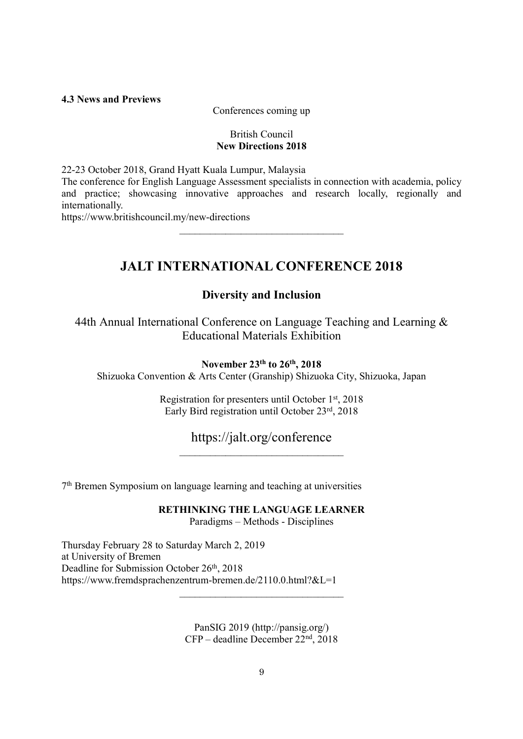**4.3 News and Previews**

Conferences coming up

British Council
**New Directions 2018**

22-23 October 2018, Grand Hyatt Kuala Lumpur, Malaysia
The conference for English Language Assessment specialists in connection with academia, policy and practice; showcasing innovative approaches and research locally, regionally and internationally.
https://www.britishcouncil.my/new-directions

---

## JALT INTERNATIONAL CONFERENCE 2018

### Diversity and Inclusion

44th Annual International Conference on Language Teaching and Learning & Educational Materials Exhibition

**November 23th to 26th, 2018**
Shizuoka Convention & Arts Center (Granship) Shizuoka City, Shizuoka, Japan

Registration for presenters until October 1st, 2018
Early Bird registration until October 23rd, 2018

https://jalt.org/conference

---

7th Bremen Symposium on language learning and teaching at universities

**RETHINKING THE LANGUAGE LEARNER**
Paradigms – Methods - Disciplines

Thursday February 28 to Saturday March 2, 2019
at University of Bremen
Deadline for Submission October 26th, 2018
https://www.fremdsprachenzentrum-bremen.de/2110.0.html?&L=1

---

PanSIG 2019 (http://pansig.org/)
CFP – deadline December 22nd, 2018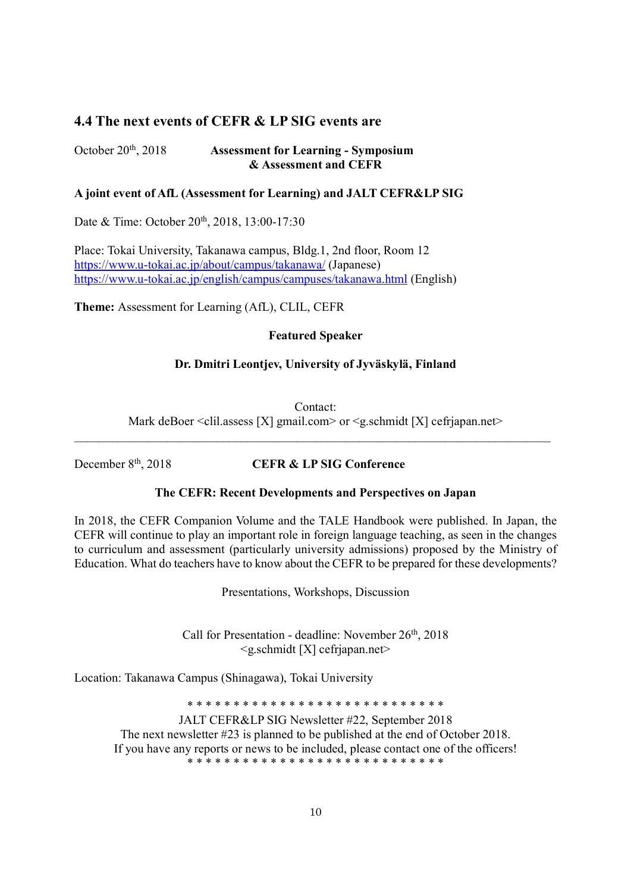### 4.4 The next events of CEFR & LP SIG events are

October 20th, 2018 **Assessment for Learning - Symposium & Assessment and CEFR**

**A joint event of AfL (Assessment for Learning) and JALT CEFR&LP SIG**

Date & Time: October 20th, 2018, 13:00-17:30

Place: Tokai University, Takanawa campus, Bldg.1, 2nd floor, Room 12
https://www.u-tokai.ac.jp/about/campus/takanawa/ (Japanese)
https://www.u-tokai.ac.jp/english/campus/campuses/takanawa.html (English)

**Theme:** Assessment for Learning (AfL), CLIL, CEFR

**Featured Speaker**

**Dr. Dmitri Leontjev, University of Jyväskylä, Finland**

Contact:
Mark deBoer <clil.assess [X] gmail.com> or <g.schmidt [X] cefrjapan.net>

---

December 8th, 2018 **CEFR & LP SIG Conference**

**The CEFR: Recent Developments and Perspectives on Japan**

In 2018, the CEFR Companion Volume and the TALE Handbook were published. In Japan, the CEFR will continue to play an important role in foreign language teaching, as seen in the changes to curriculum and assessment (particularly university admissions) proposed by the Ministry of Education. What do teachers have to know about the CEFR to be prepared for these developments?

Presentations, Workshops, Discussion

Call for Presentation - deadline: November 26th, 2018
<g.schmidt [X] cefrjapan.net>

Location: Takanawa Campus (Shinagawa), Tokai University

* * * * * * * * * * * * * * * * * * * * * * * * * * * * *

JALT CEFR&LP SIG Newsletter #22, September 2018
The next newsletter #23 is planned to be published at the end of October 2018.
If you have any reports or news to be included, please contact one of the officers!

* * * * * * * * * * * * * * * * * * * * * * * * * * * * *